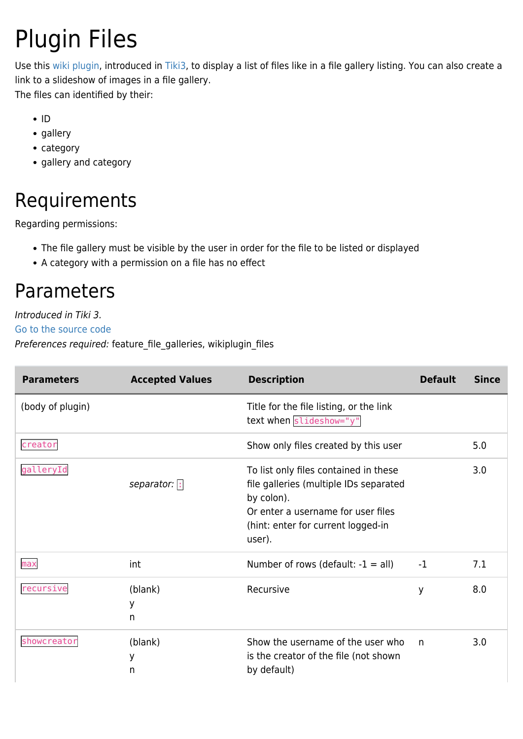# Plugin Files

Use this wiki plugin, introduced in Tiki3, to display a list of files like in a file gallery listing. You can also create a link to a slideshow of images in a file gallery.
The files can identified by their:

- ID
- gallery
- category
- gallery and category

# Requirements

Regarding permissions:

- The file gallery must be visible by the user in order for the file to be listed or displayed
- A category with a permission on a file has no effect

# Parameters

*Introduced in Tiki 3.*
Go to the source code
*Preferences required:* feature_file_galleries, wikiplugin_files

| Parameters | Accepted Values | Description | Default | Since |
|---|---|---|---|---|
| (body of plugin) | | Title for the file listing, or the link text when `slideshow="y"` | | |
| `creator` | | Show only files created by this user | | 5.0 |
| `galleryId` | *separator:* `:` | To list only files contained in these file galleries (multiple IDs separated by colon).<br>Or enter a username for user files (hint: enter for current logged-in user). | | 3.0 |
| `max` | int | Number of rows (default: -1 = all) | -1 | 7.1 |
| `recursive` | (blank)<br>y<br>n | Recursive | y | 8.0 |
| `showcreator` | (blank)<br>y<br>n | Show the username of the user who is the creator of the file (not shown by default) | n | 3.0 |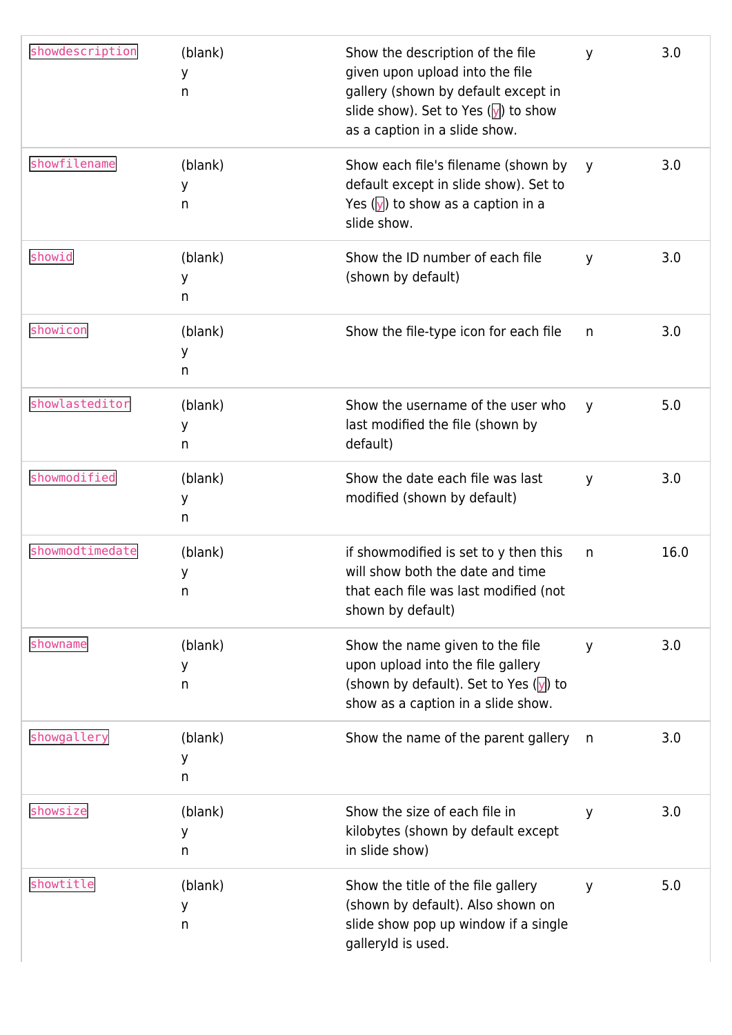| | | | | |
|---|---|---|---|---|
| `showdescription` | (blank)<br>y<br>n | Show the description of the file given upon upload into the file gallery (shown by default except in slide show). Set to Yes (`y`) to show as a caption in a slide show. | y | 3.0 |
| `showfilename` | (blank)<br>y<br>n | Show each file's filename (shown by default except in slide show). Set to Yes (`y`) to show as a caption in a slide show. | y | 3.0 |
| `showid` | (blank)<br>y<br>n | Show the ID number of each file (shown by default) | y | 3.0 |
| `showicon` | (blank)<br>y<br>n | Show the file-type icon for each file | n | 3.0 |
| `showlasteditor` | (blank)<br>y<br>n | Show the username of the user who last modified the file (shown by default) | y | 5.0 |
| `showmodified` | (blank)<br>y<br>n | Show the date each file was last modified (shown by default) | y | 3.0 |
| `showmodtimedate` | (blank)<br>y<br>n | if showmodified is set to y then this will show both the date and time that each file was last modified (not shown by default) | n | 16.0 |
| `showname` | (blank)<br>y<br>n | Show the name given to the file upon upload into the file gallery (shown by default). Set to Yes (`y`) to show as a caption in a slide show. | y | 3.0 |
| `showgallery` | (blank)<br>y<br>n | Show the name of the parent gallery | n | 3.0 |
| `showsize` | (blank)<br>y<br>n | Show the size of each file in kilobytes (shown by default except in slide show) | y | 3.0 |
| `showtitle` | (blank)<br>y<br>n | Show the title of the file gallery (shown by default). Also shown on slide show pop up window if a single galleryId is used. | y | 5.0 |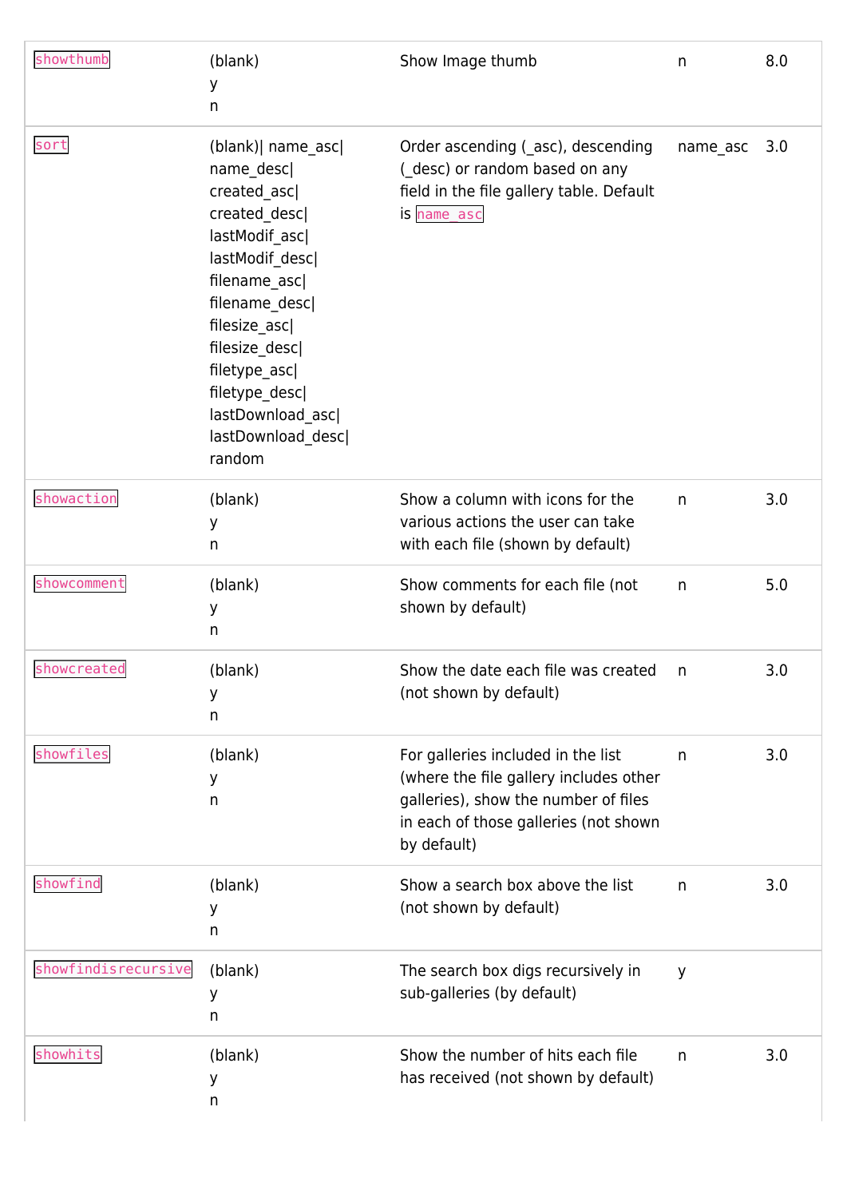| | | | | |
|---|---|---|---|---|
| `showthumb` | (blank)<br>y<br>n | Show Image thumb | n | 8.0 |
| `sort` | (blank)\| name_asc\|<br>name_desc\|<br>created_asc\|<br>created_desc\|<br>lastModif_asc\|<br>lastModif_desc\|<br>filename_asc\|<br>filename_desc\|<br>filesize_asc\|<br>filesize_desc\|<br>filetype_asc\|<br>filetype_desc\|<br>lastDownload_asc\|<br>lastDownload_desc\|<br>random | Order ascending (_asc), descending (_desc) or random based on any field in the file gallery table. Default is `name_asc` | name_asc | 3.0 |
| `showaction` | (blank)<br>y<br>n | Show a column with icons for the various actions the user can take with each file (shown by default) | n | 3.0 |
| `showcomment` | (blank)<br>y<br>n | Show comments for each file (not shown by default) | n | 5.0 |
| `showcreated` | (blank)<br>y<br>n | Show the date each file was created (not shown by default) | n | 3.0 |
| `showfiles` | (blank)<br>y<br>n | For galleries included in the list (where the file gallery includes other galleries), show the number of files in each of those galleries (not shown by default) | n | 3.0 |
| `showfind` | (blank)<br>y<br>n | Show a search box above the list (not shown by default) | n | 3.0 |
| `showfindisrecursive` | (blank)<br>y<br>n | The search box digs recursively in sub-galleries (by default) | y | |
| `showhits` | (blank)<br>y<br>n | Show the number of hits each file has received (not shown by default) | n | 3.0 |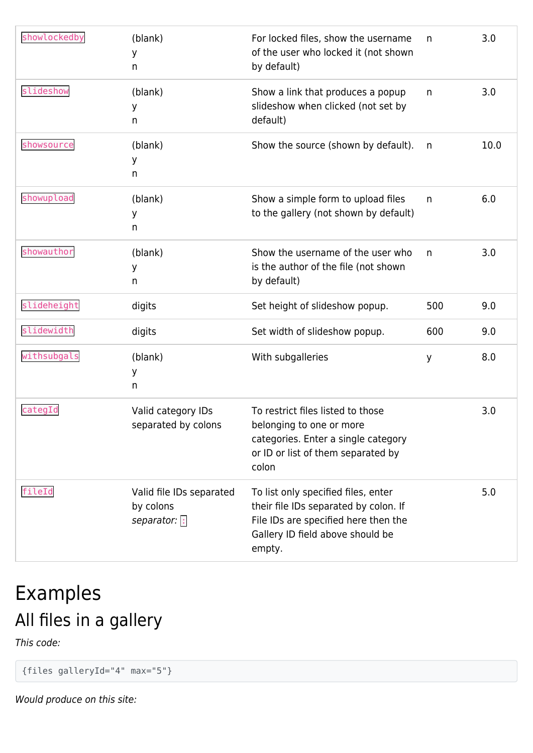| `showlockedby` | (blank)<br>y<br>n | For locked files, show the username of the user who locked it (not shown by default) | n | 3.0 |
|---|---|---|---|---|
| `slideshow` | (blank)<br>y<br>n | Show a link that produces a popup slideshow when clicked (not set by default) | n | 3.0 |
| `showsource` | (blank)<br>y<br>n | Show the source (shown by default). | n | 10.0 |
| `showupload` | (blank)<br>y<br>n | Show a simple form to upload files to the gallery (not shown by default) | n | 6.0 |
| `showauthor` | (blank)<br>y<br>n | Show the username of the user who is the author of the file (not shown by default) | n | 3.0 |
| `slideheight` | digits | Set height of slideshow popup. | 500 | 9.0 |
| `slidewidth` | digits | Set width of slideshow popup. | 600 | 9.0 |
| `withsubgals` | (blank)<br>y<br>n | With subgalleries | y | 8.0 |
| `categId` | Valid category IDs separated by colons | To restrict files listed to those belonging to one or more categories. Enter a single category or ID or list of them separated by colon | | 3.0 |
| `fileId` | Valid file IDs separated by colons<br>*separator:* `:` | To list only specified files, enter their file IDs separated by colon. If File IDs are specified here then the Gallery ID field above should be empty. | | 5.0 |

# Examples

## All files in a gallery

*This code:*

```
{files galleryId="4" max="5"}
```

*Would produce on this site:*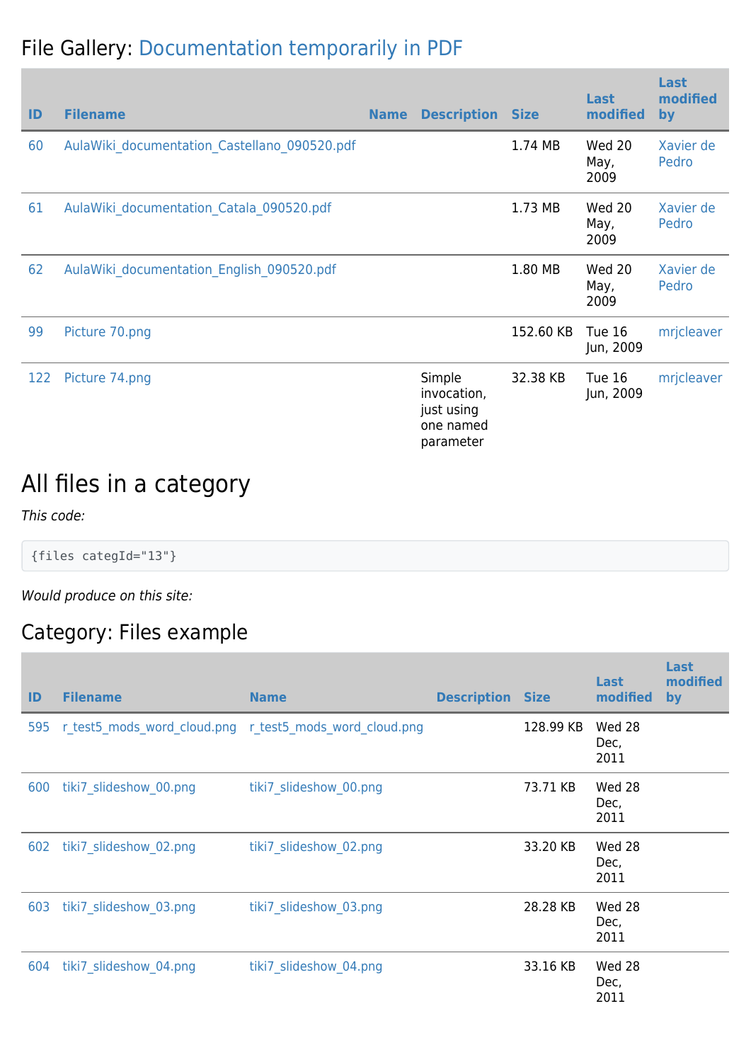## File Gallery: Documentation temporarily in PDF

| ID | Filename | Name | Description | Size | Last modified | Last modified by |
|---|---|---|---|---|---|---|
| 60 | AulaWiki_documentation_Castellano_090520.pdf | | | 1.74 MB | Wed 20 May, 2009 | Xavier de Pedro |
| 61 | AulaWiki_documentation_Catala_090520.pdf | | | 1.73 MB | Wed 20 May, 2009 | Xavier de Pedro |
| 62 | AulaWiki_documentation_English_090520.pdf | | | 1.80 MB | Wed 20 May, 2009 | Xavier de Pedro |
| 99 | Picture 70.png | | | 152.60 KB | Tue 16 Jun, 2009 | mrjcleaver |
| 122 | Picture 74.png | | Simple invocation, just using one named parameter | 32.38 KB | Tue 16 Jun, 2009 | mrjcleaver |

# All files in a category

*This code:*

```
{files categId="13"}
```

*Would produce on this site:*

## Category: Files example

| ID | Filename | Name | Description | Size | Last modified | Last modified by |
|---|---|---|---|---|---|---|
| 595 | r_test5_mods_word_cloud.png | r_test5_mods_word_cloud.png | | 128.99 KB | Wed 28 Dec, 2011 | |
| 600 | tiki7_slideshow_00.png | tiki7_slideshow_00.png | | 73.71 KB | Wed 28 Dec, 2011 | |
| 602 | tiki7_slideshow_02.png | tiki7_slideshow_02.png | | 33.20 KB | Wed 28 Dec, 2011 | |
| 603 | tiki7_slideshow_03.png | tiki7_slideshow_03.png | | 28.28 KB | Wed 28 Dec, 2011 | |
| 604 | tiki7_slideshow_04.png | tiki7_slideshow_04.png | | 33.16 KB | Wed 28 Dec, 2011 | |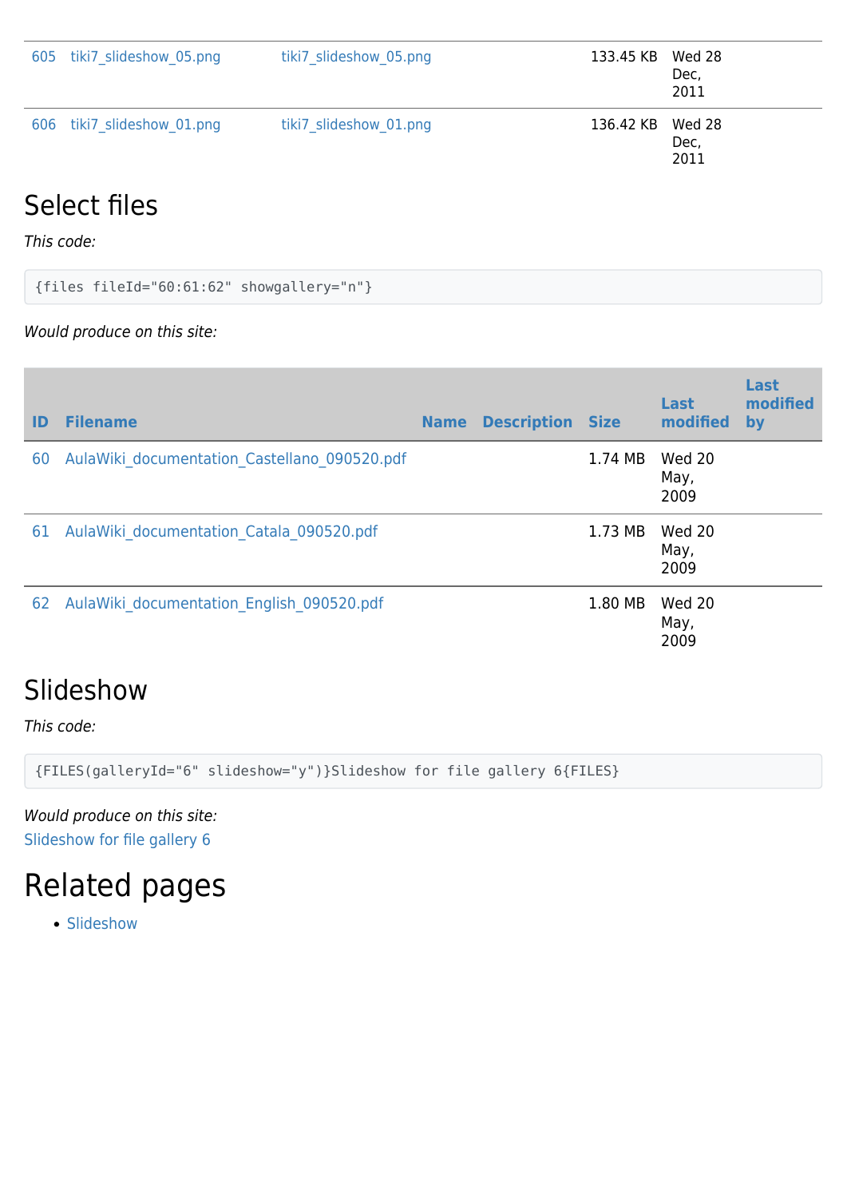| | | | | | |
|---|---|---|---|---|---|
| 605 | tiki7_slideshow_05.png | tiki7_slideshow_05.png | | 133.45 KB | Wed 28 Dec, 2011 |
| 606 | tiki7_slideshow_01.png | tiki7_slideshow_01.png | | 136.42 KB | Wed 28 Dec, 2011 |

## Select files

*This code:*

```
{files fileId="60:61:62" showgallery="n"}
```

*Would produce on this site:*

| ID | Filename | Name | Description | Size | Last modified | Last modified by |
|---|---|---|---|---|---|---|
| 60 | AulaWiki_documentation_Castellano_090520.pdf | | | 1.74 MB | Wed 20 May, 2009 | |
| 61 | AulaWiki_documentation_Catala_090520.pdf | | | 1.73 MB | Wed 20 May, 2009 | |
| 62 | AulaWiki_documentation_English_090520.pdf | | | 1.80 MB | Wed 20 May, 2009 | |

## Slideshow

*This code:*

```
{FILES(galleryId="6" slideshow="y")}Slideshow for file gallery 6{FILES}
```

*Would produce on this site:*
Slideshow for file gallery 6

# Related pages

- Slideshow